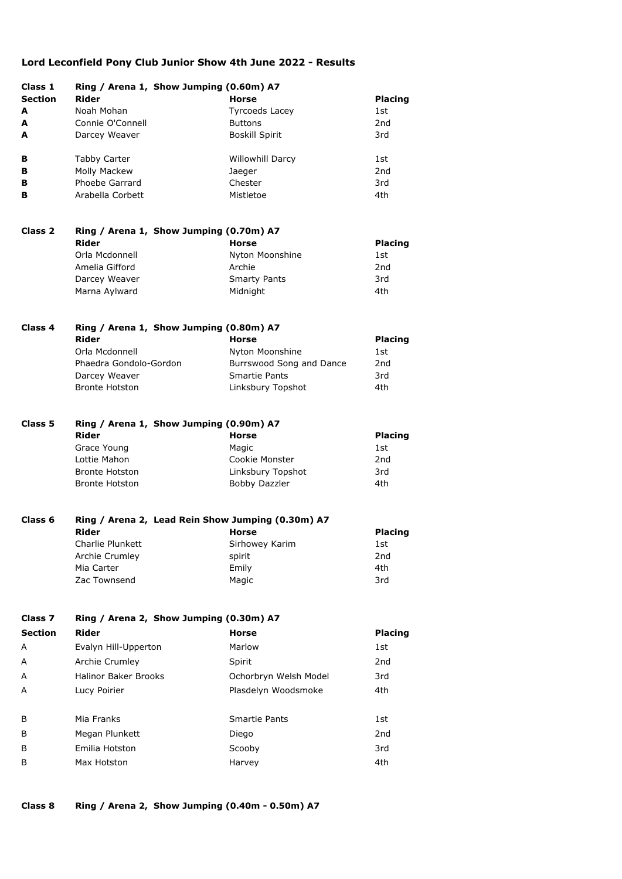# Lord Leconfield Pony Club Junior Show 4th June 2022 - Results

**Class 1** **Ring / Arena 1, Show Jumping (0.60m) A7**

| Section | Rider | Horse | Placing |
|---|---|---|---|
| A | Noah Mohan | Tyrcoeds Lacey | 1st |
| A | Connie O'Connell | Buttons | 2nd |
| A | Darcey Weaver | Boskill Spirit | 3rd |
| B | Tabby Carter | Willowhill Darcy | 1st |
| B | Molly Mackew | Jaeger | 2nd |
| B | Phoebe Garrard | Chester | 3rd |
| B | Arabella Corbett | Mistletoe | 4th |

**Class 2** **Ring / Arena 1, Show Jumping (0.70m) A7**

| Rider | Horse | Placing |
|---|---|---|
| Orla Mcdonnell | Nyton Moonshine | 1st |
| Amelia Gifford | Archie | 2nd |
| Darcey Weaver | Smarty Pants | 3rd |
| Marna Aylward | Midnight | 4th |

**Class 4** **Ring / Arena 1, Show Jumping (0.80m) A7**

| Rider | Horse | Placing |
|---|---|---|
| Orla Mcdonnell | Nyton Moonshine | 1st |
| Phaedra Gondolo-Gordon | Burrswood Song and Dance | 2nd |
| Darcey Weaver | Smartie Pants | 3rd |
| Bronte Hotston | Linksbury Topshot | 4th |

**Class 5** **Ring / Arena 1, Show Jumping (0.90m) A7**

| Rider | Horse | Placing |
|---|---|---|
| Grace Young | Magic | 1st |
| Lottie Mahon | Cookie Monster | 2nd |
| Bronte Hotston | Linksbury Topshot | 3rd |
| Bronte Hotston | Bobby Dazzler | 4th |

**Class 6** **Ring / Arena 2, Lead Rein Show Jumping (0.30m) A7**

| Rider | Horse | Placing |
|---|---|---|
| Charlie Plunkett | Sirhowey Karim | 1st |
| Archie Crumley | spirit | 2nd |
| Mia Carter | Emily | 4th |
| Zac Townsend | Magic | 3rd |

**Class 7** **Ring / Arena 2, Show Jumping (0.30m) A7**

| Section | Rider | Horse | Placing |
|---|---|---|---|
| A | Evalyn Hill-Upperton | Marlow | 1st |
| A | Archie Crumley | Spirit | 2nd |
| A | Halinor Baker Brooks | Ochorbryn Welsh Model | 3rd |
| A | Lucy Poirier | Plasdelyn Woodsmoke | 4th |
| B | Mia Franks | Smartie Pants | 1st |
| B | Megan Plunkett | Diego | 2nd |
| B | Emilia Hotston | Scooby | 3rd |
| B | Max Hotston | Harvey | 4th |

**Class 8** **Ring / Arena 2, Show Jumping (0.40m - 0.50m) A7**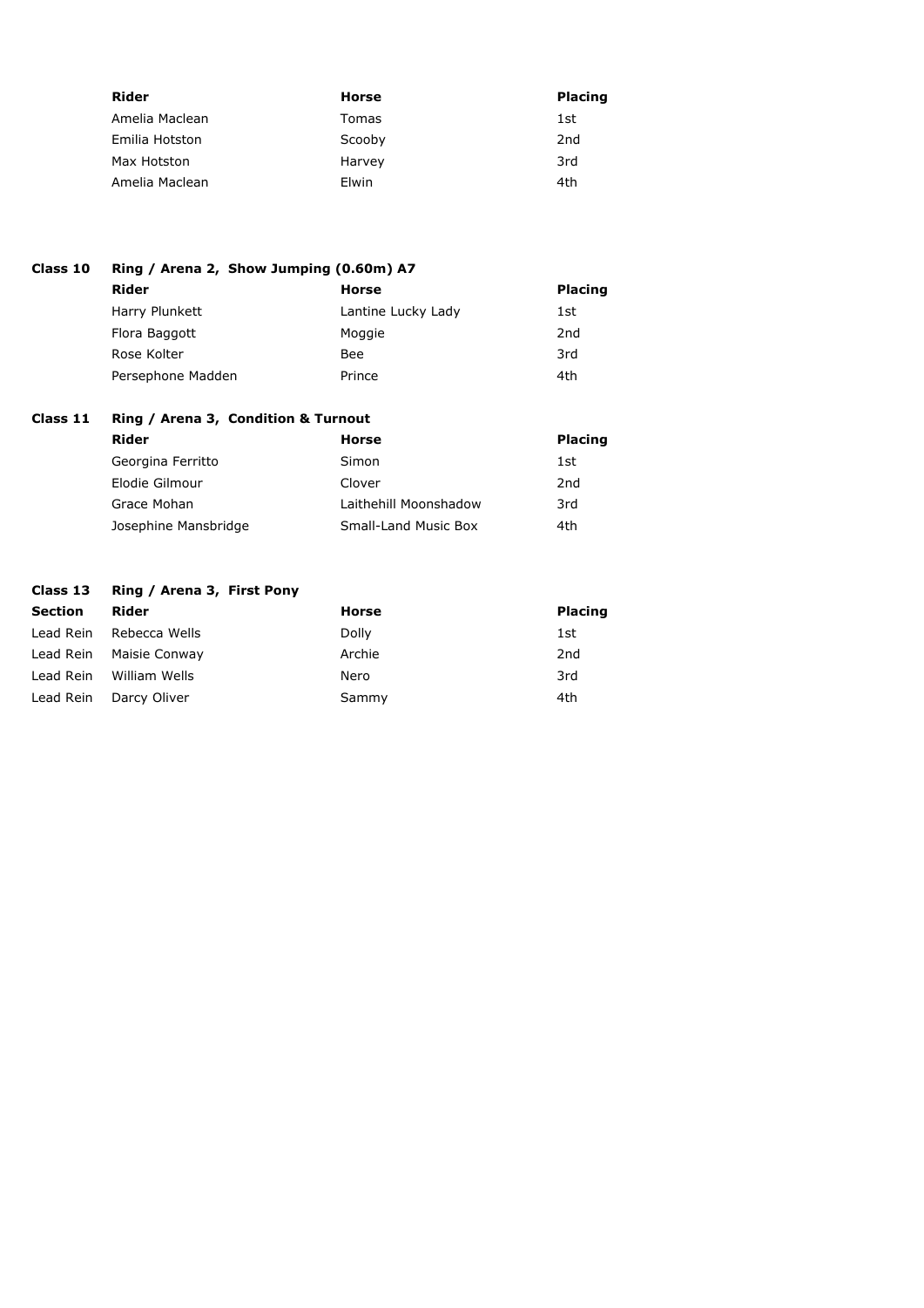| Rider | Horse | Placing |
|---|---|---|
| Amelia Maclean | Tomas | 1st |
| Emilia Hotston | Scooby | 2nd |
| Max Hotston | Harvey | 3rd |
| Amelia Maclean | Elwin | 4th |

**Class 10 Ring / Arena 2, Show Jumping (0.60m) A7**

| Rider | Horse | Placing |
|---|---|---|
| Harry Plunkett | Lantine Lucky Lady | 1st |
| Flora Baggott | Moggie | 2nd |
| Rose Kolter | Bee | 3rd |
| Persephone Madden | Prince | 4th |

**Class 11 Ring / Arena 3, Condition & Turnout**

| Rider | Horse | Placing |
|---|---|---|
| Georgina Ferritto | Simon | 1st |
| Elodie Gilmour | Clover | 2nd |
| Grace Mohan | Laithehill Moonshadow | 3rd |
| Josephine Mansbridge | Small-Land Music Box | 4th |

**Class 13 Ring / Arena 3, First Pony**

| Section | Rider | Horse | Placing |
|---|---|---|---|
| Lead Rein | Rebecca Wells | Dolly | 1st |
| Lead Rein | Maisie Conway | Archie | 2nd |
| Lead Rein | William Wells | Nero | 3rd |
| Lead Rein | Darcy Oliver | Sammy | 4th |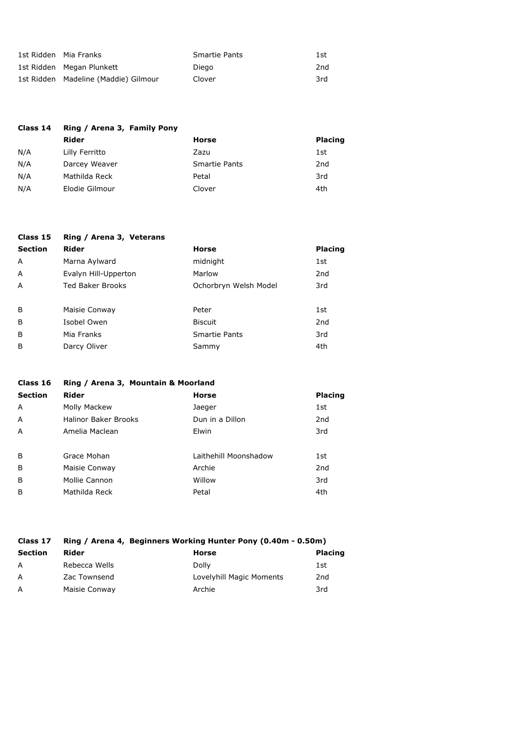| | | | |
|---|---|---|---|
| 1st Ridden | Mia Franks | Smartie Pants | 1st |
| 1st Ridden | Megan Plunkett | Diego | 2nd |
| 1st Ridden | Madeline (Maddie) Gilmour | Clover | 3rd |

**Class 14 Ring / Arena 3, Family Pony**

| | Rider | Horse | Placing |
|---|---|---|---|
| N/A | Lilly Ferritto | Zazu | 1st |
| N/A | Darcey Weaver | Smartie Pants | 2nd |
| N/A | Mathilda Reck | Petal | 3rd |
| N/A | Elodie Gilmour | Clover | 4th |

**Class 15 Ring / Arena 3, Veterans**

| Section | Rider | Horse | Placing |
|---|---|---|---|
| A | Marna Aylward | midnight | 1st |
| A | Evalyn Hill-Upperton | Marlow | 2nd |
| A | Ted Baker Brooks | Ochorbryn Welsh Model | 3rd |
| B | Maisie Conway | Peter | 1st |
| B | Isobel Owen | Biscuit | 2nd |
| B | Mia Franks | Smartie Pants | 3rd |
| B | Darcy Oliver | Sammy | 4th |

**Class 16 Ring / Arena 3, Mountain & Moorland**

| Section | Rider | Horse | Placing |
|---|---|---|---|
| A | Molly Mackew | Jaeger | 1st |
| A | Halinor Baker Brooks | Dun in a Dillon | 2nd |
| A | Amelia Maclean | Elwin | 3rd |
| B | Grace Mohan | Laithehill Moonshadow | 1st |
| B | Maisie Conway | Archie | 2nd |
| B | Mollie Cannon | Willow | 3rd |
| B | Mathilda Reck | Petal | 4th |

**Class 17 Ring / Arena 4, Beginners Working Hunter Pony (0.40m - 0.50m)**

| Section | Rider | Horse | Placing |
|---|---|---|---|
| A | Rebecca Wells | Dolly | 1st |
| A | Zac Townsend | Lovelyhill Magic Moments | 2nd |
| A | Maisie Conway | Archie | 3rd |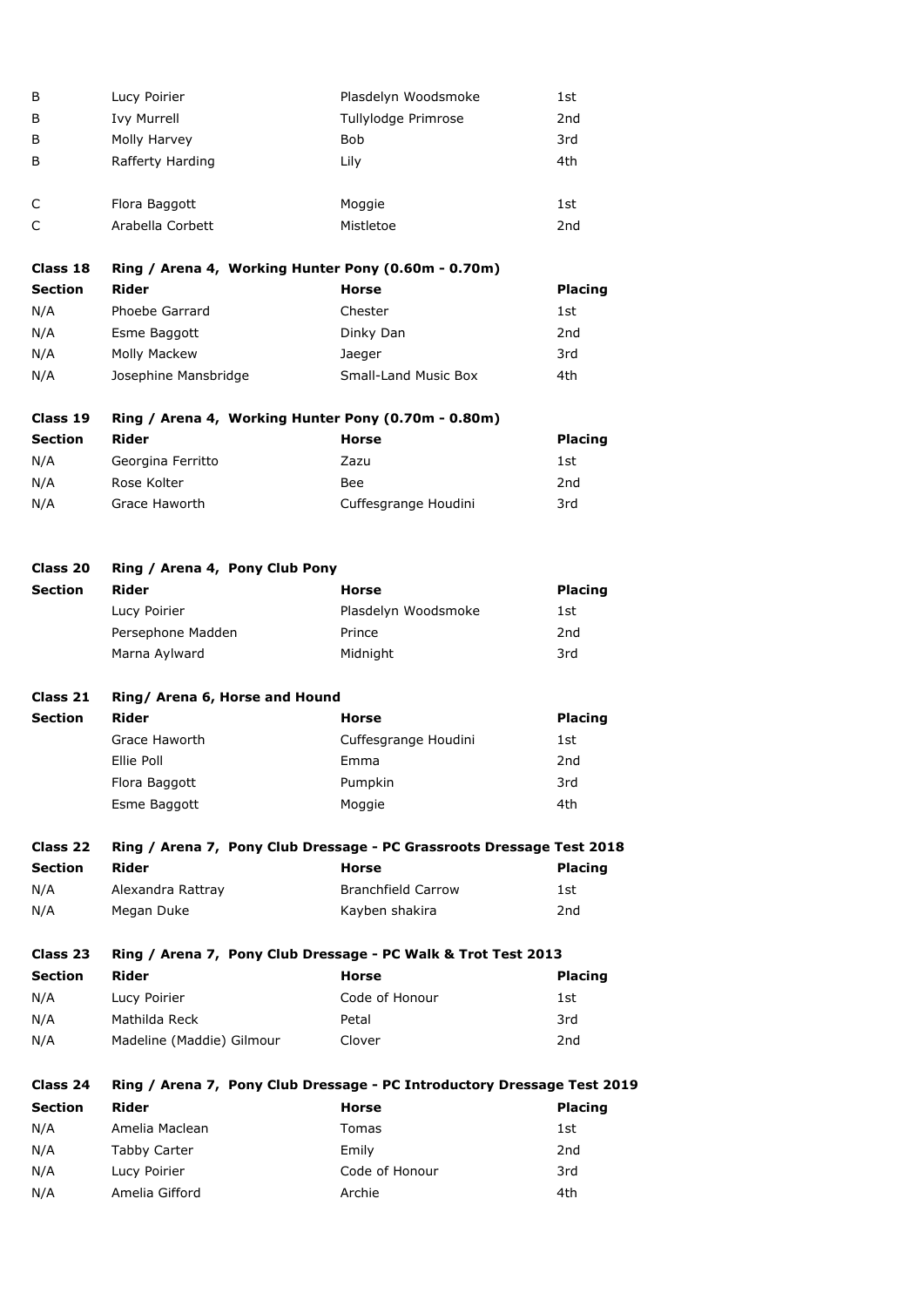| | | | |
|---|---|---|---|
| B | Lucy Poirier | Plasdelyn Woodsmoke | 1st |
| B | Ivy Murrell | Tullylodge Primrose | 2nd |
| B | Molly Harvey | Bob | 3rd |
| B | Rafferty Harding | Lily | 4th |
| C | Flora Baggott | Moggie | 1st |
| C | Arabella Corbett | Mistletoe | 2nd |

**Class 18** **Ring / Arena 4, Working Hunter Pony (0.60m - 0.70m)**

| Section | Rider | Horse | Placing |
|---|---|---|---|
| N/A | Phoebe Garrard | Chester | 1st |
| N/A | Esme Baggott | Dinky Dan | 2nd |
| N/A | Molly Mackew | Jaeger | 3rd |
| N/A | Josephine Mansbridge | Small-Land Music Box | 4th |

**Class 19** **Ring / Arena 4, Working Hunter Pony (0.70m - 0.80m)**

| Section | Rider | Horse | Placing |
|---|---|---|---|
| N/A | Georgina Ferritto | Zazu | 1st |
| N/A | Rose Kolter | Bee | 2nd |
| N/A | Grace Haworth | Cuffesgrange Houdini | 3rd |

**Class 20** **Ring / Arena 4, Pony Club Pony**

| Section | Rider | Horse | Placing |
|---|---|---|---|
| | Lucy Poirier | Plasdelyn Woodsmoke | 1st |
| | Persephone Madden | Prince | 2nd |
| | Marna Aylward | Midnight | 3rd |

**Class 21** **Ring/ Arena 6, Horse and Hound**

| Section | Rider | Horse | Placing |
|---|---|---|---|
| | Grace Haworth | Cuffesgrange Houdini | 1st |
| | Ellie Poll | Emma | 2nd |
| | Flora Baggott | Pumpkin | 3rd |
| | Esme Baggott | Moggie | 4th |

**Class 22** **Ring / Arena 7, Pony Club Dressage - PC Grassroots Dressage Test 2018**

| Section | Rider | Horse | Placing |
|---|---|---|---|
| N/A | Alexandra Rattray | Branchfield Carrow | 1st |
| N/A | Megan Duke | Kayben shakira | 2nd |

**Class 23** **Ring / Arena 7, Pony Club Dressage - PC Walk & Trot Test 2013**

| Section | Rider | Horse | Placing |
|---|---|---|---|
| N/A | Lucy Poirier | Code of Honour | 1st |
| N/A | Mathilda Reck | Petal | 3rd |
| N/A | Madeline (Maddie) Gilmour | Clover | 2nd |

**Class 24** **Ring / Arena 7, Pony Club Dressage - PC Introductory Dressage Test 2019**

| Section | Rider | Horse | Placing |
|---|---|---|---|
| N/A | Amelia Maclean | Tomas | 1st |
| N/A | Tabby Carter | Emily | 2nd |
| N/A | Lucy Poirier | Code of Honour | 3rd |
| N/A | Amelia Gifford | Archie | 4th |